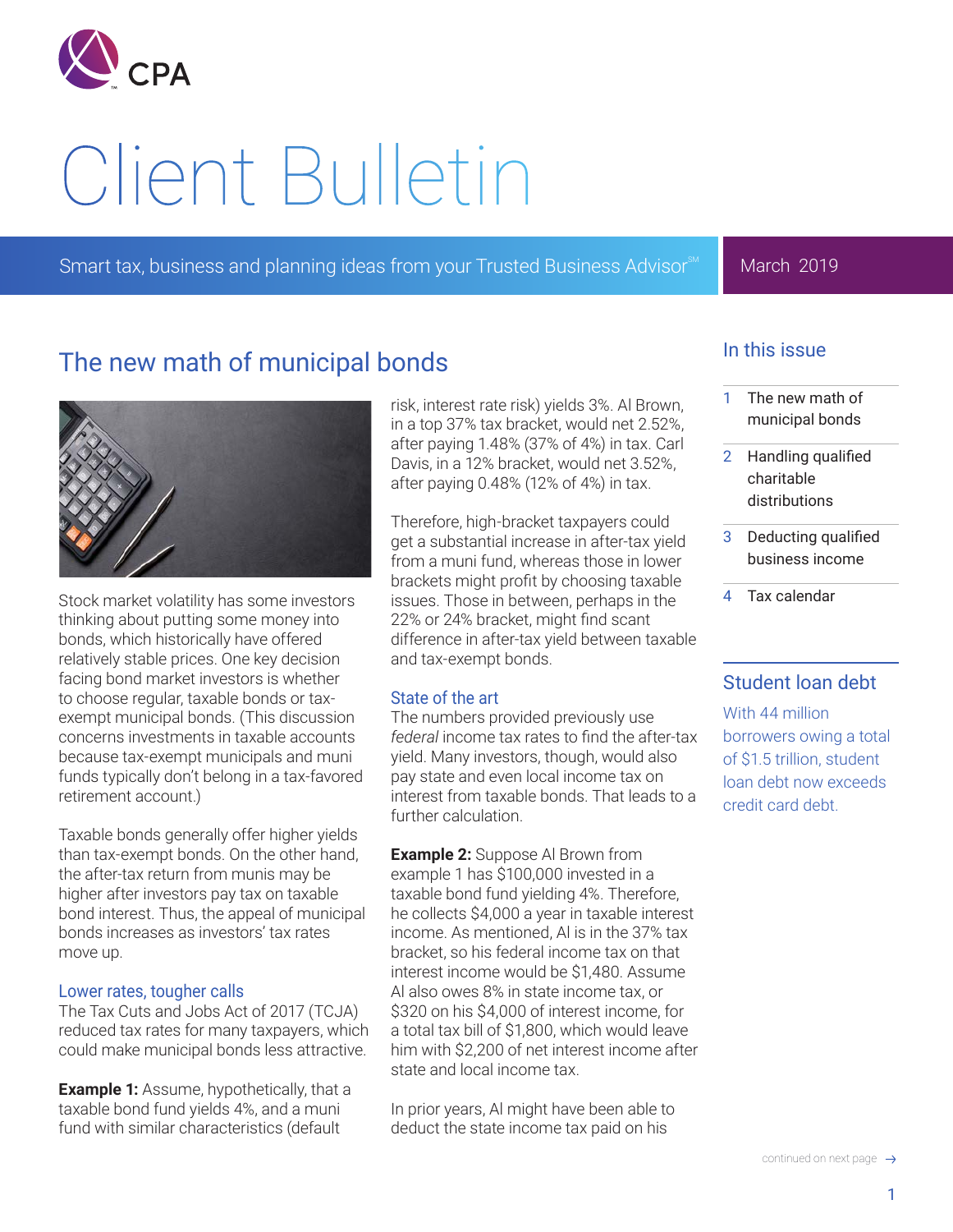CPA

# Client Bulletin

Smart tax, business and planning ideas from your Trusted Business Advisor℠

March 2019

## The new math of municipal bonds

Stock market volatility has some investors thinking about putting some money into bonds, which historically have offered relatively stable prices. One key decision facing bond market investors is whether to choose regular, taxable bonds or tax-exempt municipal bonds. (This discussion concerns investments in taxable accounts because tax-exempt municipals and muni funds typically don't belong in a tax-favored retirement account.)

Taxable bonds generally offer higher yields than tax-exempt bonds. On the other hand, the after-tax return from munis may be higher after investors pay tax on taxable bond interest. Thus, the appeal of municipal bonds increases as investors' tax rates move up.

### Lower rates, tougher calls

The Tax Cuts and Jobs Act of 2017 (TCJA) reduced tax rates for many taxpayers, which could make municipal bonds less attractive.

**Example 1:** Assume, hypothetically, that a taxable bond fund yields 4%, and a muni fund with similar characteristics (default risk, interest rate risk) yields 3%. Al Brown, in a top 37% tax bracket, would net 2.52%, after paying 1.48% (37% of 4%) in tax. Carl Davis, in a 12% bracket, would net 3.52%, after paying 0.48% (12% of 4%) in tax.

Therefore, high-bracket taxpayers could get a substantial increase in after-tax yield from a muni fund, whereas those in lower brackets might profit by choosing taxable issues. Those in between, perhaps in the 22% or 24% bracket, might find scant difference in after-tax yield between taxable and tax-exempt bonds.

### State of the art

The numbers provided previously use *federal* income tax rates to find the after-tax yield. Many investors, though, would also pay state and even local income tax on interest from taxable bonds. That leads to a further calculation.

**Example 2:** Suppose Al Brown from example 1 has $100,000 invested in a taxable bond fund yielding 4%. Therefore, he collects $4,000 a year in taxable interest income. As mentioned, Al is in the 37% tax bracket, so his federal income tax on that interest income would be $1,480. Assume Al also owes 8% in state income tax, or $320 on his $4,000 of interest income, for a total tax bill of $1,800, which would leave him with $2,200 of net interest income after state and local income tax.

In prior years, Al might have been able to deduct the state income tax paid on his

continued on next page →

### In this issue

1 The new math of municipal bonds

2 Handling qualified charitable distributions

3 Deducting qualified business income

4 Tax calendar

### Student loan debt

With 44 million borrowers owing a total of $1.5 trillion, student loan debt now exceeds credit card debt.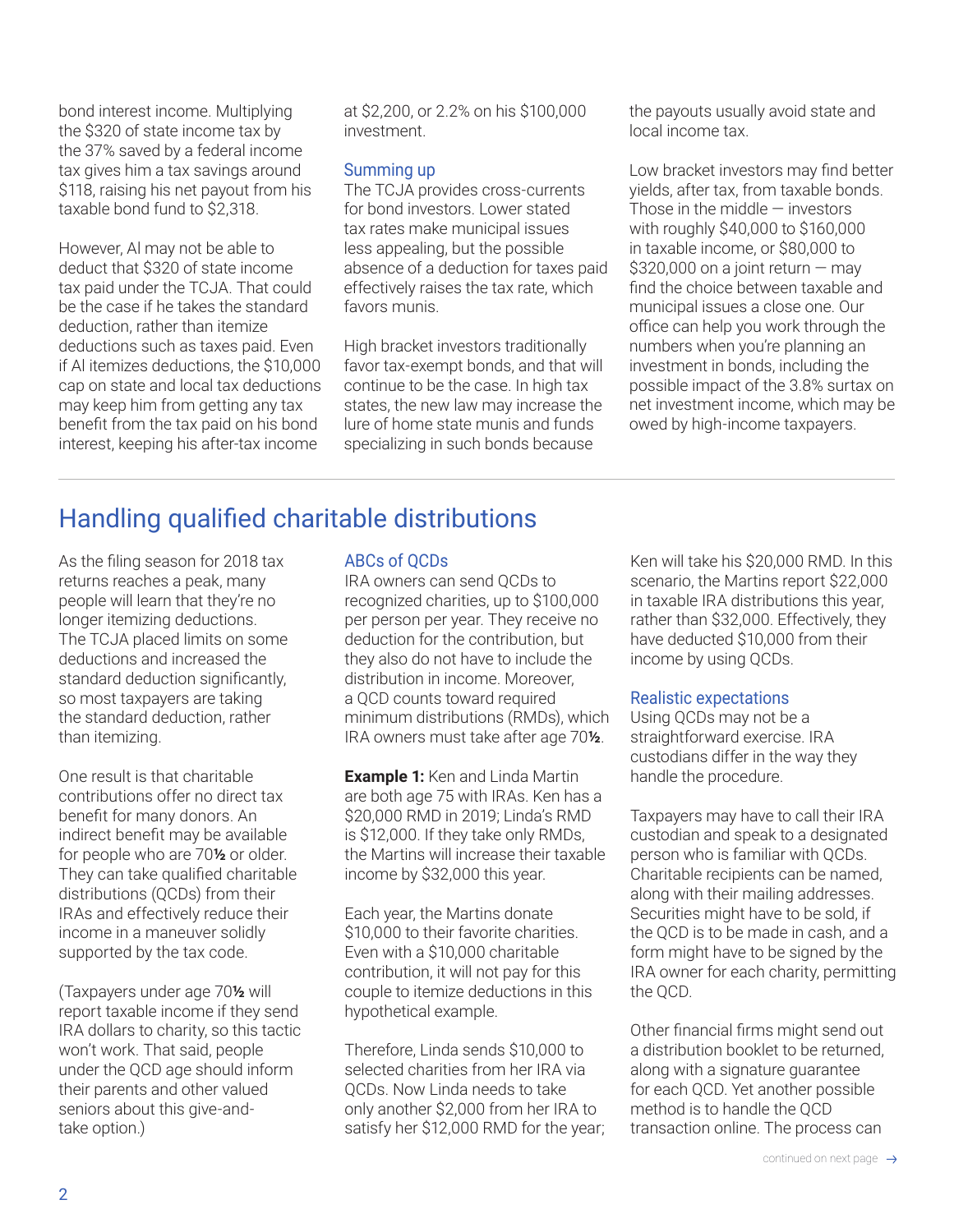bond interest income. Multiplying the $320 of state income tax by the 37% saved by a federal income tax gives him a tax savings around $118, raising his net payout from his taxable bond fund to $2,318.

However, Al may not be able to deduct that $320 of state income tax paid under the TCJA. That could be the case if he takes the standard deduction, rather than itemize deductions such as taxes paid. Even if Al itemizes deductions, the $10,000 cap on state and local tax deductions may keep him from getting any tax benefit from the tax paid on his bond interest, keeping his after-tax income at $2,200, or 2.2% on his $100,000 investment.

### Summing up

The TCJA provides cross-currents for bond investors. Lower stated tax rates make municipal issues less appealing, but the possible absence of a deduction for taxes paid effectively raises the tax rate, which favors munis.

High bracket investors traditionally favor tax-exempt bonds, and that will continue to be the case. In high tax states, the new law may increase the lure of home state munis and funds specializing in such bonds because the payouts usually avoid state and local income tax.

Low bracket investors may find better yields, after tax, from taxable bonds. Those in the middle — investors with roughly $40,000 to $160,000 in taxable income, or $80,000 to $320,000 on a joint return — may find the choice between taxable and municipal issues a close one. Our office can help you work through the numbers when you're planning an investment in bonds, including the possible impact of the 3.8% surtax on net investment income, which may be owed by high-income taxpayers.

## Handling qualified charitable distributions

As the filing season for 2018 tax returns reaches a peak, many people will learn that they're no longer itemizing deductions. The TCJA placed limits on some deductions and increased the standard deduction significantly, so most taxpayers are taking the standard deduction, rather than itemizing.

One result is that charitable contributions offer no direct tax benefit for many donors. An indirect benefit may be available for people who are 70½ or older. They can take qualified charitable distributions (QCDs) from their IRAs and effectively reduce their income in a maneuver solidly supported by the tax code.

(Taxpayers under age 70½ will report taxable income if they send IRA dollars to charity, so this tactic won't work. That said, people under the QCD age should inform their parents and other valued seniors about this give-and-take option.)

### ABCs of QCDs

IRA owners can send QCDs to recognized charities, up to $100,000 per person per year. They receive no deduction for the contribution, but they also do not have to include the distribution in income. Moreover, a QCD counts toward required minimum distributions (RMDs), which IRA owners must take after age 70½.

**Example 1:** Ken and Linda Martin are both age 75 with IRAs. Ken has a $20,000 RMD in 2019; Linda's RMD is $12,000. If they take only RMDs, the Martins will increase their taxable income by $32,000 this year.

Each year, the Martins donate $10,000 to their favorite charities. Even with a $10,000 charitable contribution, it will not pay for this couple to itemize deductions in this hypothetical example.

Therefore, Linda sends $10,000 to selected charities from her IRA via QCDs. Now Linda needs to take only another $2,000 from her IRA to satisfy her $12,000 RMD for the year; Ken will take his $20,000 RMD. In this scenario, the Martins report $22,000 in taxable IRA distributions this year, rather than $32,000. Effectively, they have deducted $10,000 from their income by using QCDs.

### Realistic expectations

Using QCDs may not be a straightforward exercise. IRA custodians differ in the way they handle the procedure.

Taxpayers may have to call their IRA custodian and speak to a designated person who is familiar with QCDs. Charitable recipients can be named, along with their mailing addresses. Securities might have to be sold, if the QCD is to be made in cash, and a form might have to be signed by the IRA owner for each charity, permitting the QCD.

Other financial firms might send out a distribution booklet to be returned, along with a signature guarantee for each QCD. Yet another possible method is to handle the QCD transaction online. The process can

continued on next page →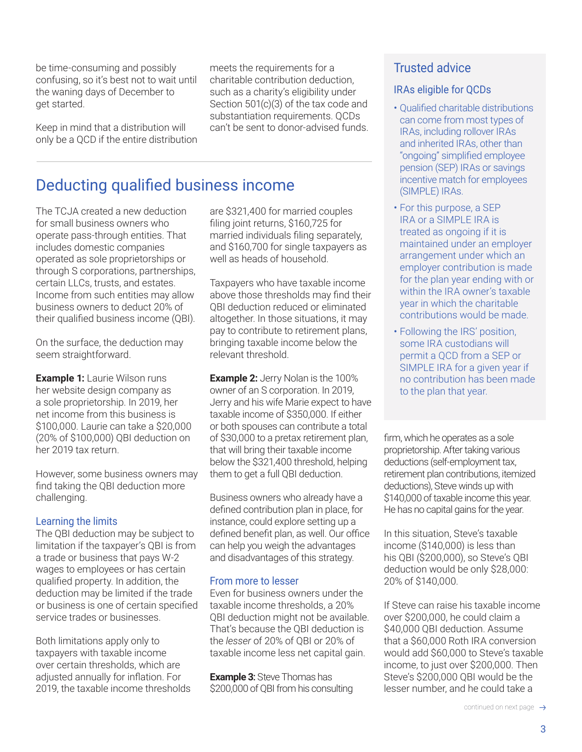be time-consuming and possibly confusing, so it's best not to wait until the waning days of December to get started.

Keep in mind that a distribution will only be a QCD if the entire distribution meets the requirements for a charitable contribution deduction, such as a charity's eligibility under Section 501(c)(3) of the tax code and substantiation requirements. QCDs can't be sent to donor-advised funds.

## Trusted advice

### IRAs eligible for QCDs

- Qualified charitable distributions can come from most types of IRAs, including rollover IRAs and inherited IRAs, other than "ongoing" simplified employee pension (SEP) IRAs or savings incentive match for employees (SIMPLE) IRAs.
- For this purpose, a SEP IRA or a SIMPLE IRA is treated as ongoing if it is maintained under an employer arrangement under which an employer contribution is made for the plan year ending with or within the IRA owner's taxable year in which the charitable contributions would be made.
- Following the IRS' position, some IRA custodians will permit a QCD from a SEP or SIMPLE IRA for a given year if no contribution has been made to the plan that year.

## Deducting qualified business income

The TCJA created a new deduction for small business owners who operate pass-through entities. That includes domestic companies operated as sole proprietorships or through S corporations, partnerships, certain LLCs, trusts, and estates. Income from such entities may allow business owners to deduct 20% of their qualified business income (QBI).

On the surface, the deduction may seem straightforward.

**Example 1:** Laurie Wilson runs her website design company as a sole proprietorship. In 2019, her net income from this business is $100,000. Laurie can take a $20,000 (20% of $100,000) QBI deduction on her 2019 tax return.

However, some business owners may find taking the QBI deduction more challenging.

### Learning the limits

The QBI deduction may be subject to limitation if the taxpayer's QBI is from a trade or business that pays W-2 wages to employees or has certain qualified property. In addition, the deduction may be limited if the trade or business is one of certain specified service trades or businesses.

Both limitations apply only to taxpayers with taxable income over certain thresholds, which are adjusted annually for inflation. For 2019, the taxable income thresholds are $321,400 for married couples filing joint returns, $160,725 for married individuals filing separately, and $160,700 for single taxpayers as well as heads of household.

Taxpayers who have taxable income above those thresholds may find their QBI deduction reduced or eliminated altogether. In those situations, it may pay to contribute to retirement plans, bringing taxable income below the relevant threshold.

**Example 2:** Jerry Nolan is the 100% owner of an S corporation. In 2019, Jerry and his wife Marie expect to have taxable income of $350,000. If either or both spouses can contribute a total of $30,000 to a pretax retirement plan, that will bring their taxable income below the $321,400 threshold, helping them to get a full QBI deduction.

Business owners who already have a defined contribution plan in place, for instance, could explore setting up a defined benefit plan, as well. Our office can help you weigh the advantages and disadvantages of this strategy.

### From more to lesser

Even for business owners under the taxable income thresholds, a 20% QBI deduction might not be available. That's because the QBI deduction is the *lesser* of 20% of QBI or 20% of taxable income less net capital gain.

**Example 3:** Steve Thomas has $200,000 of QBI from his consulting firm, which he operates as a sole proprietorship. After taking various deductions (self-employment tax, retirement plan contributions, itemized deductions), Steve winds up with $140,000 of taxable income this year. He has no capital gains for the year.

In this situation, Steve's taxable income ($140,000) is less than his QBI ($200,000), so Steve's QBI deduction would be only $28,000: 20% of $140,000.

If Steve can raise his taxable income over $200,000, he could claim a $40,000 QBI deduction. Assume that a $60,000 Roth IRA conversion would add $60,000 to Steve's taxable income, to just over $200,000. Then Steve's $200,000 QBI would be the lesser number, and he could take a

continued on next page →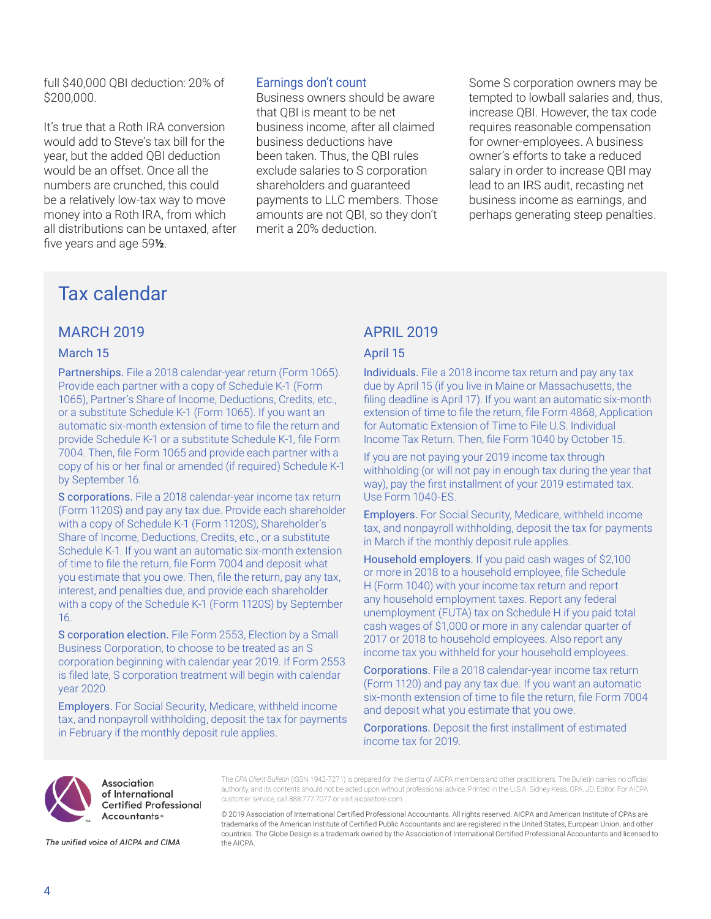full $40,000 QBI deduction: 20% of $200,000.

It's true that a Roth IRA conversion would add to Steve's tax bill for the year, but the added QBI deduction would be an offset. Once all the numbers are crunched, this could be a relatively low-tax way to move money into a Roth IRA, from which all distributions can be untaxed, after five years and age 59½.

### Earnings don't count

Business owners should be aware that QBI is meant to be net business income, after all claimed business deductions have been taken. Thus, the QBI rules exclude salaries to S corporation shareholders and guaranteed payments to LLC members. Those amounts are not QBI, so they don't merit a 20% deduction.

Some S corporation owners may be tempted to lowball salaries and, thus, increase QBI. However, the tax code requires reasonable compensation for owner-employees. A business owner's efforts to take a reduced salary in order to increase QBI may lead to an IRS audit, recasting net business income as earnings, and perhaps generating steep penalties.

# Tax calendar

## MARCH 2019

### March 15

**Partnerships.** File a 2018 calendar-year return (Form 1065). Provide each partner with a copy of Schedule K-1 (Form 1065), Partner's Share of Income, Deductions, Credits, etc., or a substitute Schedule K-1 (Form 1065). If you want an automatic six-month extension of time to file the return and provide Schedule K-1 or a substitute Schedule K-1, file Form 7004. Then, file Form 1065 and provide each partner with a copy of his or her final or amended (if required) Schedule K-1 by September 16.

**S corporations.** File a 2018 calendar-year income tax return (Form 1120S) and pay any tax due. Provide each shareholder with a copy of Schedule K-1 (Form 1120S), Shareholder's Share of Income, Deductions, Credits, etc., or a substitute Schedule K-1. If you want an automatic six-month extension of time to file the return, file Form 7004 and deposit what you estimate that you owe. Then, file the return, pay any tax, interest, and penalties due, and provide each shareholder with a copy of the Schedule K-1 (Form 1120S) by September 16.

**S corporation election.** File Form 2553, Election by a Small Business Corporation, to choose to be treated as an S corporation beginning with calendar year 2019. If Form 2553 is filed late, S corporation treatment will begin with calendar year 2020.

**Employers.** For Social Security, Medicare, withheld income tax, and nonpayroll withholding, deposit the tax for payments in February if the monthly deposit rule applies.

## APRIL 2019

### April 15

**Individuals.** File a 2018 income tax return and pay any tax due by April 15 (if you live in Maine or Massachusetts, the filing deadline is April 17). If you want an automatic six-month extension of time to file the return, file Form 4868, Application for Automatic Extension of Time to File U.S. Individual Income Tax Return. Then, file Form 1040 by October 15.

If you are not paying your 2019 income tax through withholding (or will not pay in enough tax during the year that way), pay the first installment of your 2019 estimated tax. Use Form 1040-ES.

**Employers.** For Social Security, Medicare, withheld income tax, and nonpayroll withholding, deposit the tax for payments in March if the monthly deposit rule applies.

**Household employers.** If you paid cash wages of $2,100 or more in 2018 to a household employee, file Schedule H (Form 1040) with your income tax return and report any household employment taxes. Report any federal unemployment (FUTA) tax on Schedule H if you paid total cash wages of $1,000 or more in any calendar quarter of 2017 or 2018 to household employees. Also report any income tax you withheld for your household employees.

**Corporations.** File a 2018 calendar-year income tax return (Form 1120) and pay any tax due. If you want an automatic six-month extension of time to file the return, file Form 7004 and deposit what you estimate that you owe.

**Corporations.** Deposit the first installment of estimated income tax for 2019.

Association of International Certified Professional Accountants

*The unified voice of AICPA and CIMA*

The *CPA Client Bulletin* (ISSN 1942-7271) is prepared for the clients of AICPA members and other practitioners. The Bulletin carries no official authority, and its contents should not be acted upon without professional advice. Printed in the U.S.A. Sidney Kess, CPA, JD, Editor. For AICPA customer service, call 888.777.7077 or visit aicpastore.com.

© 2019 Association of International Certified Professional Accountants. All rights reserved. AICPA and American Institute of CPAs are trademarks of the American Institute of Certified Public Accountants and are registered in the United States, European Union, and other countries. The Globe Design is a trademark owned by the Association of International Certified Professional Accountants and licensed to the AICPA.